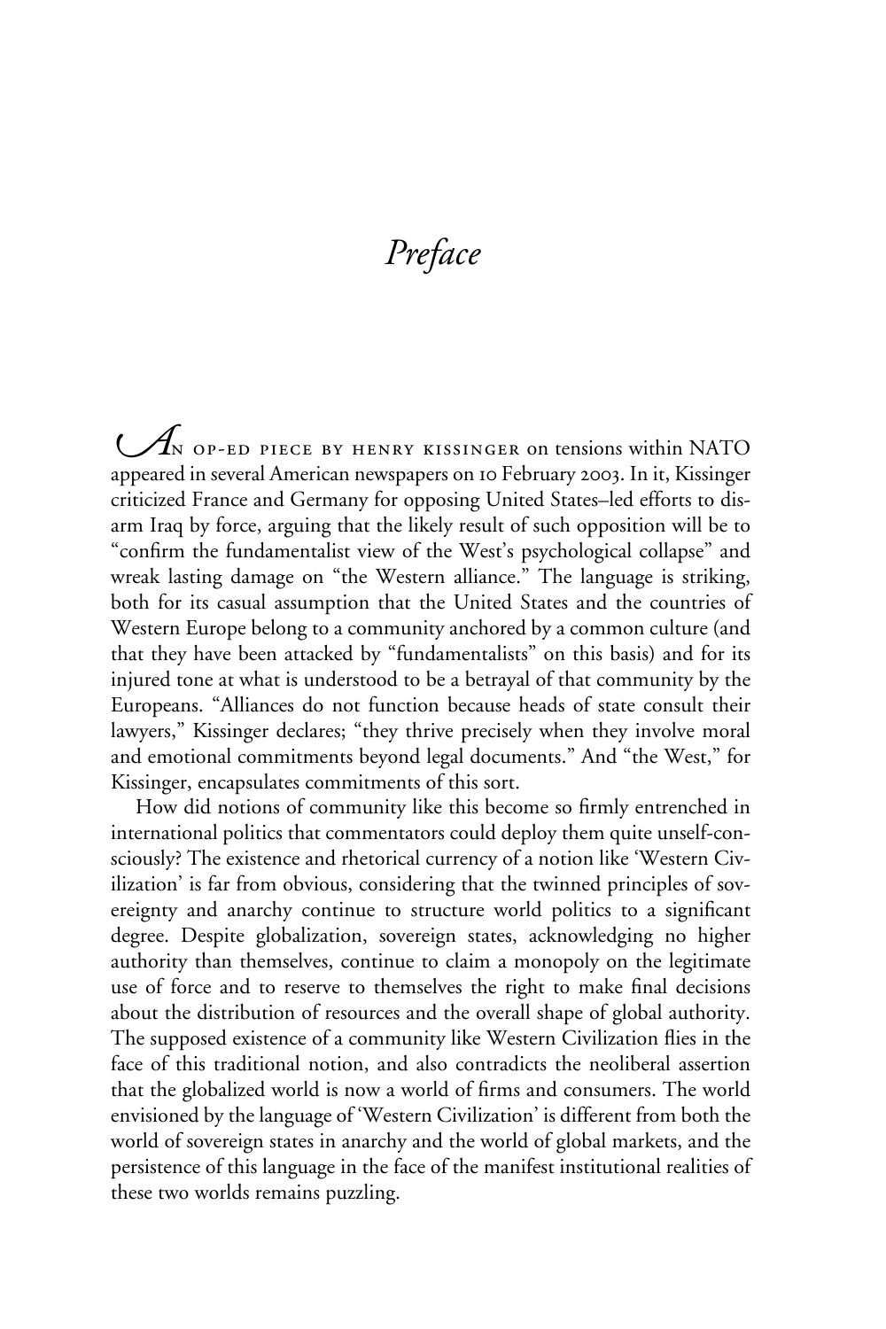# *Preface*

An op-ed piece by henry kissinger on tensions within NATO appeared in several American newspapers on 10 February 2003. In it, Kissinger criticized France and Germany for opposing United States–led efforts to disarm Iraq by force, arguing that the likely result of such opposition will be to "confirm the fundamentalist view of the West's psychological collapse" and wreak lasting damage on "the Western alliance." The language is striking, both for its casual assumption that the United States and the countries of Western Europe belong to a community anchored by a common culture (and that they have been attacked by "fundamentalists" on this basis) and for its injured tone at what is understood to be a betrayal of that community by the Europeans. "Alliances do not function because heads of state consult their lawyers," Kissinger declares; "they thrive precisely when they involve moral and emotional commitments beyond legal documents." And "the West," for Kissinger, encapsulates commitments of this sort.

How did notions of community like this become so firmly entrenched in international politics that commentators could deploy them quite unself-consciously? The existence and rhetorical currency of a notion like 'Western Civilization' is far from obvious, considering that the twinned principles of sovereignty and anarchy continue to structure world politics to a significant degree. Despite globalization, sovereign states, acknowledging no higher authority than themselves, continue to claim a monopoly on the legitimate use of force and to reserve to themselves the right to make final decisions about the distribution of resources and the overall shape of global authority. The supposed existence of a community like Western Civilization flies in the face of this traditional notion, and also contradicts the neoliberal assertion that the globalized world is now a world of firms and consumers. The world envisioned by the language of 'Western Civilization' is different from both the world of sovereign states in anarchy and the world of global markets, and the persistence of this language in the face of the manifest institutional realities of these two worlds remains puzzling.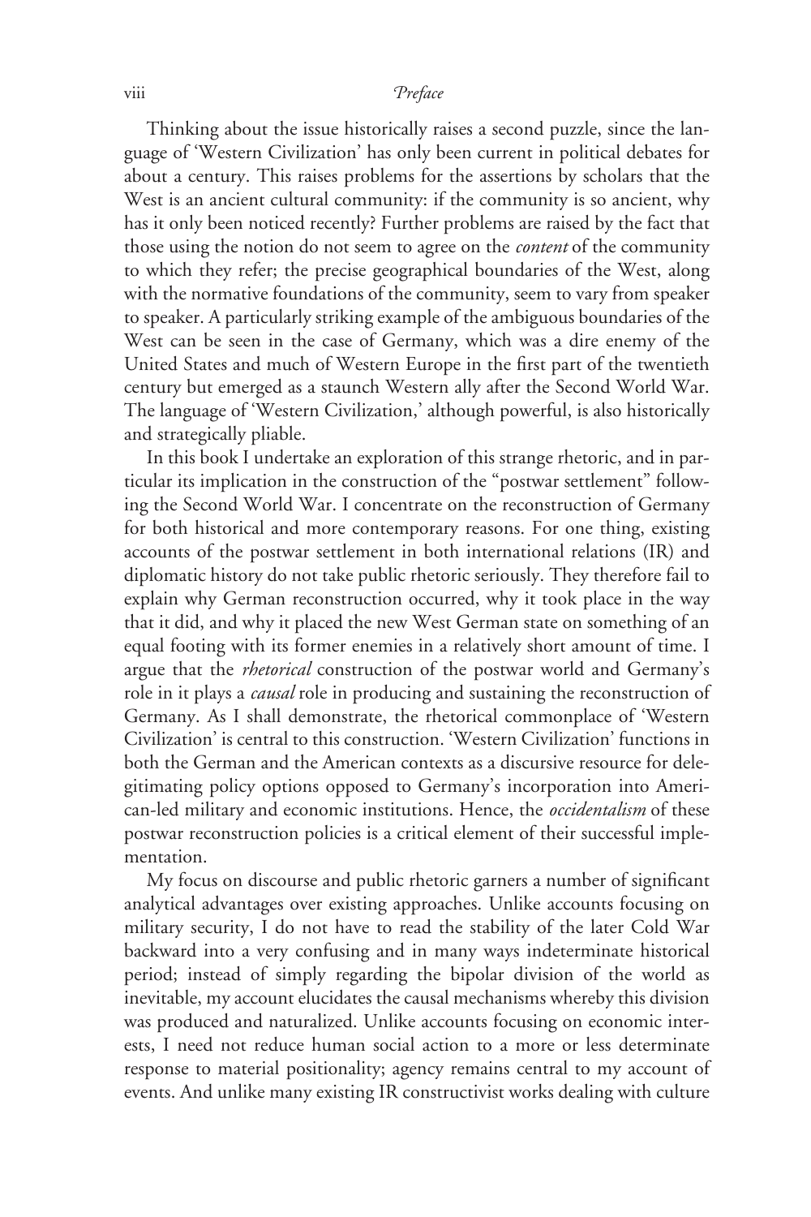Thinking about the issue historically raises a second puzzle, since the language of 'Western Civilization' has only been current in political debates for about a century. This raises problems for the assertions by scholars that the West is an ancient cultural community: if the community is so ancient, why has it only been noticed recently? Further problems are raised by the fact that those using the notion do not seem to agree on the *content* of the community to which they refer; the precise geographical boundaries of the West, along with the normative foundations of the community, seem to vary from speaker to speaker. A particularly striking example of the ambiguous boundaries of the West can be seen in the case of Germany, which was a dire enemy of the United States and much of Western Europe in the first part of the twentieth century but emerged as a staunch Western ally after the Second World War. The language of 'Western Civilization,' although powerful, is also historically and strategically pliable.

In this book I undertake an exploration of this strange rhetoric, and in particular its implication in the construction of the "postwar settlement" following the Second World War. I concentrate on the reconstruction of Germany for both historical and more contemporary reasons. For one thing, existing accounts of the postwar settlement in both international relations (IR) and diplomatic history do not take public rhetoric seriously. They therefore fail to explain why German reconstruction occurred, why it took place in the way that it did, and why it placed the new West German state on something of an equal footing with its former enemies in a relatively short amount of time. I argue that the *rhetorical* construction of the postwar world and Germany's role in it plays a *causal* role in producing and sustaining the reconstruction of Germany. As I shall demonstrate, the rhetorical commonplace of 'Western Civilization' is central to this construction. 'Western Civilization' functions in both the German and the American contexts as a discursive resource for delegitimating policy options opposed to Germany's incorporation into American-led military and economic institutions. Hence, the *occidentalism* of these postwar reconstruction policies is a critical element of their successful implementation.

My focus on discourse and public rhetoric garners a number of significant analytical advantages over existing approaches. Unlike accounts focusing on military security, I do not have to read the stability of the later Cold War backward into a very confusing and in many ways indeterminate historical period; instead of simply regarding the bipolar division of the world as inevitable, my account elucidates the causal mechanisms whereby this division was produced and naturalized. Unlike accounts focusing on economic interests, I need not reduce human social action to a more or less determinate response to material positionality; agency remains central to my account of events. And unlike many existing IR constructivist works dealing with culture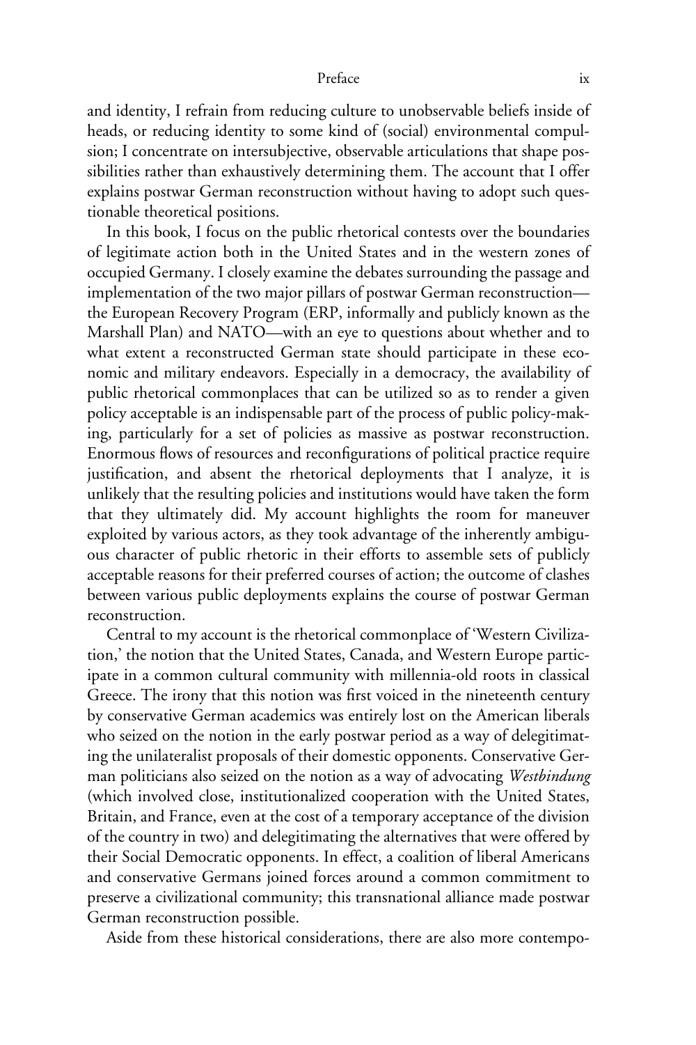and identity, I refrain from reducing culture to unobservable beliefs inside of heads, or reducing identity to some kind of (social) environmental compulsion; I concentrate on intersubjective, observable articulations that shape possibilities rather than exhaustively determining them. The account that I offer explains postwar German reconstruction without having to adopt such questionable theoretical positions.

In this book, I focus on the public rhetorical contests over the boundaries of legitimate action both in the United States and in the western zones of occupied Germany. I closely examine the debates surrounding the passage and implementation of the two major pillars of postwar German reconstruction—the European Recovery Program (ERP, informally and publicly known as the Marshall Plan) and NATO—with an eye to questions about whether and to what extent a reconstructed German state should participate in these economic and military endeavors. Especially in a democracy, the availability of public rhetorical commonplaces that can be utilized so as to render a given policy acceptable is an indispensable part of the process of public policy-making, particularly for a set of policies as massive as postwar reconstruction. Enormous flows of resources and reconfigurations of political practice require justification, and absent the rhetorical deployments that I analyze, it is unlikely that the resulting policies and institutions would have taken the form that they ultimately did. My account highlights the room for maneuver exploited by various actors, as they took advantage of the inherently ambiguous character of public rhetoric in their efforts to assemble sets of publicly acceptable reasons for their preferred courses of action; the outcome of clashes between various public deployments explains the course of postwar German reconstruction.

Central to my account is the rhetorical commonplace of 'Western Civilization,' the notion that the United States, Canada, and Western Europe participate in a common cultural community with millennia-old roots in classical Greece. The irony that this notion was first voiced in the nineteenth century by conservative German academics was entirely lost on the American liberals who seized on the notion in the early postwar period as a way of delegitimating the unilateralist proposals of their domestic opponents. Conservative German politicians also seized on the notion as a way of advocating *Westbindung* (which involved close, institutionalized cooperation with the United States, Britain, and France, even at the cost of a temporary acceptance of the division of the country in two) and delegitimating the alternatives that were offered by their Social Democratic opponents. In effect, a coalition of liberal Americans and conservative Germans joined forces around a common commitment to preserve a civilizational community; this transnational alliance made postwar German reconstruction possible.

Aside from these historical considerations, there are also more contempo-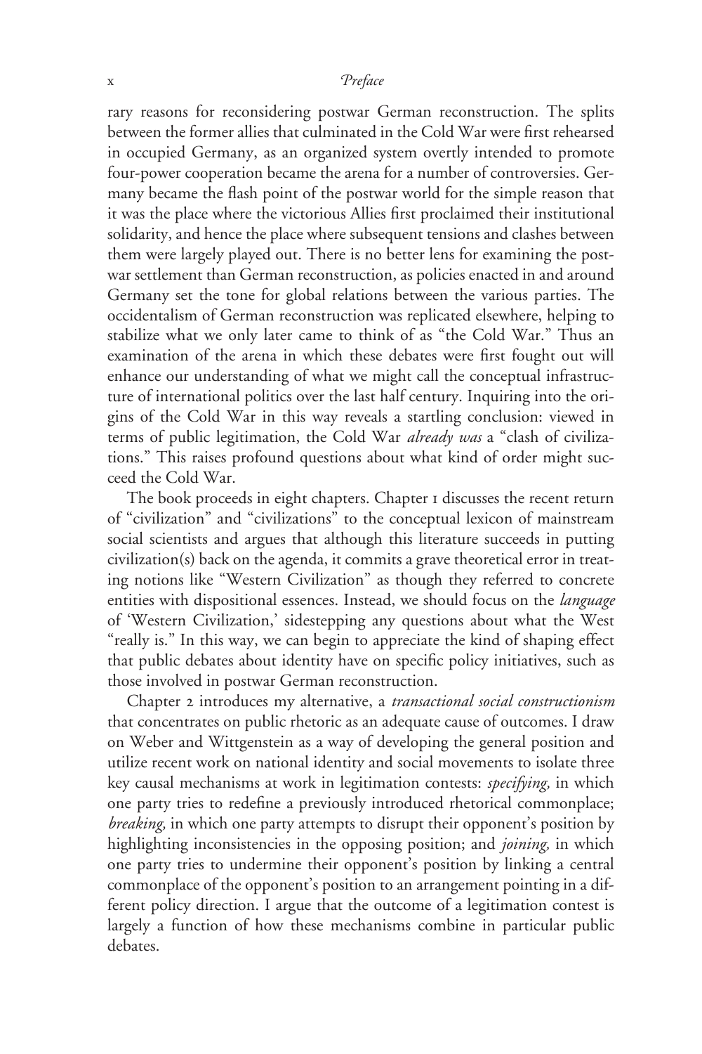rary reasons for reconsidering postwar German reconstruction. The splits between the former allies that culminated in the Cold War were first rehearsed in occupied Germany, as an organized system overtly intended to promote four-power cooperation became the arena for a number of controversies. Germany became the flash point of the postwar world for the simple reason that it was the place where the victorious Allies first proclaimed their institutional solidarity, and hence the place where subsequent tensions and clashes between them were largely played out. There is no better lens for examining the postwar settlement than German reconstruction, as policies enacted in and around Germany set the tone for global relations between the various parties. The occidentalism of German reconstruction was replicated elsewhere, helping to stabilize what we only later came to think of as "the Cold War." Thus an examination of the arena in which these debates were first fought out will enhance our understanding of what we might call the conceptual infrastructure of international politics over the last half century. Inquiring into the origins of the Cold War in this way reveals a startling conclusion: viewed in terms of public legitimation, the Cold War *already was* a "clash of civilizations." This raises profound questions about what kind of order might succeed the Cold War.

The book proceeds in eight chapters. Chapter 1 discusses the recent return of "civilization" and "civilizations" to the conceptual lexicon of mainstream social scientists and argues that although this literature succeeds in putting civilization(s) back on the agenda, it commits a grave theoretical error in treating notions like "Western Civilization" as though they referred to concrete entities with dispositional essences. Instead, we should focus on the *language* of 'Western Civilization,' sidestepping any questions about what the West "really is." In this way, we can begin to appreciate the kind of shaping effect that public debates about identity have on specific policy initiatives, such as those involved in postwar German reconstruction.

Chapter 2 introduces my alternative, a *transactional social constructionism* that concentrates on public rhetoric as an adequate cause of outcomes. I draw on Weber and Wittgenstein as a way of developing the general position and utilize recent work on national identity and social movements to isolate three key causal mechanisms at work in legitimation contests: *specifying,* in which one party tries to redefine a previously introduced rhetorical commonplace; *breaking,* in which one party attempts to disrupt their opponent's position by highlighting inconsistencies in the opposing position; and *joining,* in which one party tries to undermine their opponent's position by linking a central commonplace of the opponent's position to an arrangement pointing in a different policy direction. I argue that the outcome of a legitimation contest is largely a function of how these mechanisms combine in particular public debates.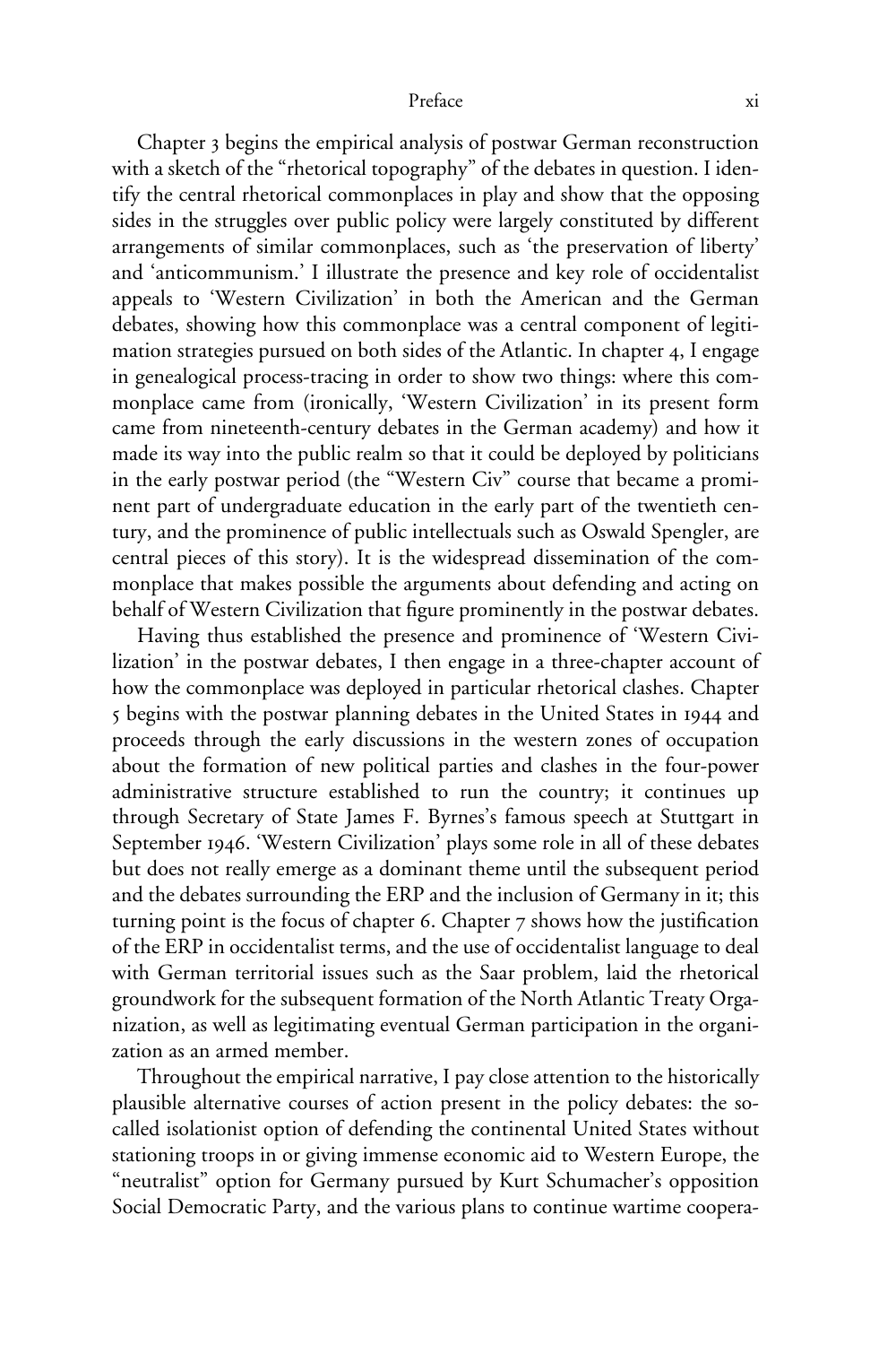Chapter 3 begins the empirical analysis of postwar German reconstruction with a sketch of the "rhetorical topography" of the debates in question. I identify the central rhetorical commonplaces in play and show that the opposing sides in the struggles over public policy were largely constituted by different arrangements of similar commonplaces, such as 'the preservation of liberty' and 'anticommunism.' I illustrate the presence and key role of occidentalist appeals to 'Western Civilization' in both the American and the German debates, showing how this commonplace was a central component of legitimation strategies pursued on both sides of the Atlantic. In chapter 4, I engage in genealogical process-tracing in order to show two things: where this commonplace came from (ironically, 'Western Civilization' in its present form came from nineteenth-century debates in the German academy) and how it made its way into the public realm so that it could be deployed by politicians in the early postwar period (the "Western Civ" course that became a prominent part of undergraduate education in the early part of the twentieth century, and the prominence of public intellectuals such as Oswald Spengler, are central pieces of this story). It is the widespread dissemination of the commonplace that makes possible the arguments about defending and acting on behalf of Western Civilization that figure prominently in the postwar debates.

Having thus established the presence and prominence of 'Western Civilization' in the postwar debates, I then engage in a three-chapter account of how the commonplace was deployed in particular rhetorical clashes. Chapter 5 begins with the postwar planning debates in the United States in 1944 and proceeds through the early discussions in the western zones of occupation about the formation of new political parties and clashes in the four-power administrative structure established to run the country; it continues up through Secretary of State James F. Byrnes's famous speech at Stuttgart in September 1946. 'Western Civilization' plays some role in all of these debates but does not really emerge as a dominant theme until the subsequent period and the debates surrounding the ERP and the inclusion of Germany in it; this turning point is the focus of chapter 6. Chapter 7 shows how the justification of the ERP in occidentalist terms, and the use of occidentalist language to deal with German territorial issues such as the Saar problem, laid the rhetorical groundwork for the subsequent formation of the North Atlantic Treaty Organization, as well as legitimating eventual German participation in the organization as an armed member.

Throughout the empirical narrative, I pay close attention to the historically plausible alternative courses of action present in the policy debates: the so-called isolationist option of defending the continental United States without stationing troops in or giving immense economic aid to Western Europe, the "neutralist" option for Germany pursued by Kurt Schumacher's opposition Social Democratic Party, and the various plans to continue wartime coopera-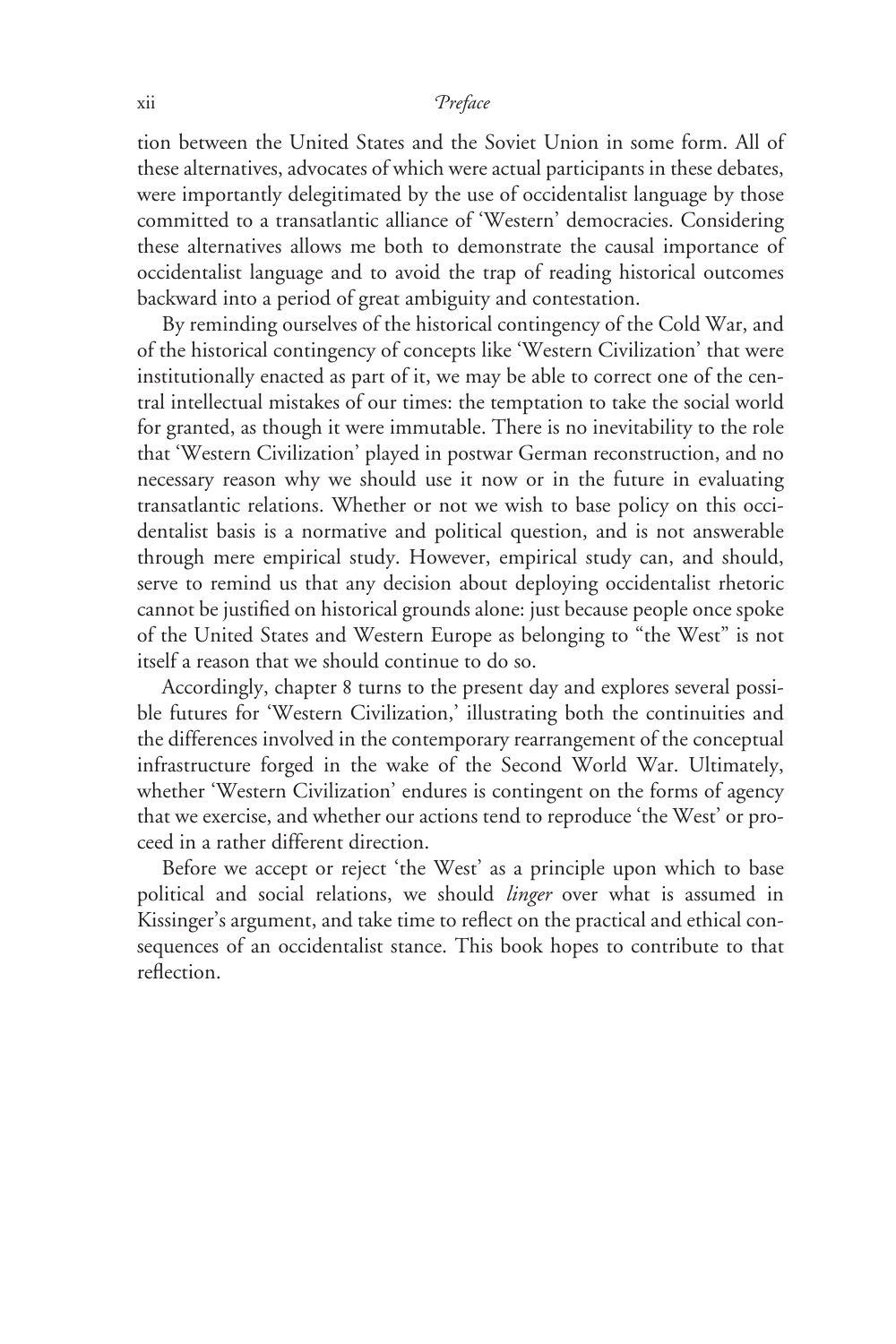tion between the United States and the Soviet Union in some form. All of these alternatives, advocates of which were actual participants in these debates, were importantly delegitimated by the use of occidentalist language by those committed to a transatlantic alliance of 'Western' democracies. Considering these alternatives allows me both to demonstrate the causal importance of occidentalist language and to avoid the trap of reading historical outcomes backward into a period of great ambiguity and contestation.

By reminding ourselves of the historical contingency of the Cold War, and of the historical contingency of concepts like 'Western Civilization' that were institutionally enacted as part of it, we may be able to correct one of the central intellectual mistakes of our times: the temptation to take the social world for granted, as though it were immutable. There is no inevitability to the role that 'Western Civilization' played in postwar German reconstruction, and no necessary reason why we should use it now or in the future in evaluating transatlantic relations. Whether or not we wish to base policy on this occidentalist basis is a normative and political question, and is not answerable through mere empirical study. However, empirical study can, and should, serve to remind us that any decision about deploying occidentalist rhetoric cannot be justified on historical grounds alone: just because people once spoke of the United States and Western Europe as belonging to "the West" is not itself a reason that we should continue to do so.

Accordingly, chapter 8 turns to the present day and explores several possible futures for 'Western Civilization,' illustrating both the continuities and the differences involved in the contemporary rearrangement of the conceptual infrastructure forged in the wake of the Second World War. Ultimately, whether 'Western Civilization' endures is contingent on the forms of agency that we exercise, and whether our actions tend to reproduce 'the West' or proceed in a rather different direction.

Before we accept or reject 'the West' as a principle upon which to base political and social relations, we should *linger* over what is assumed in Kissinger's argument, and take time to reflect on the practical and ethical consequences of an occidentalist stance. This book hopes to contribute to that reflection.